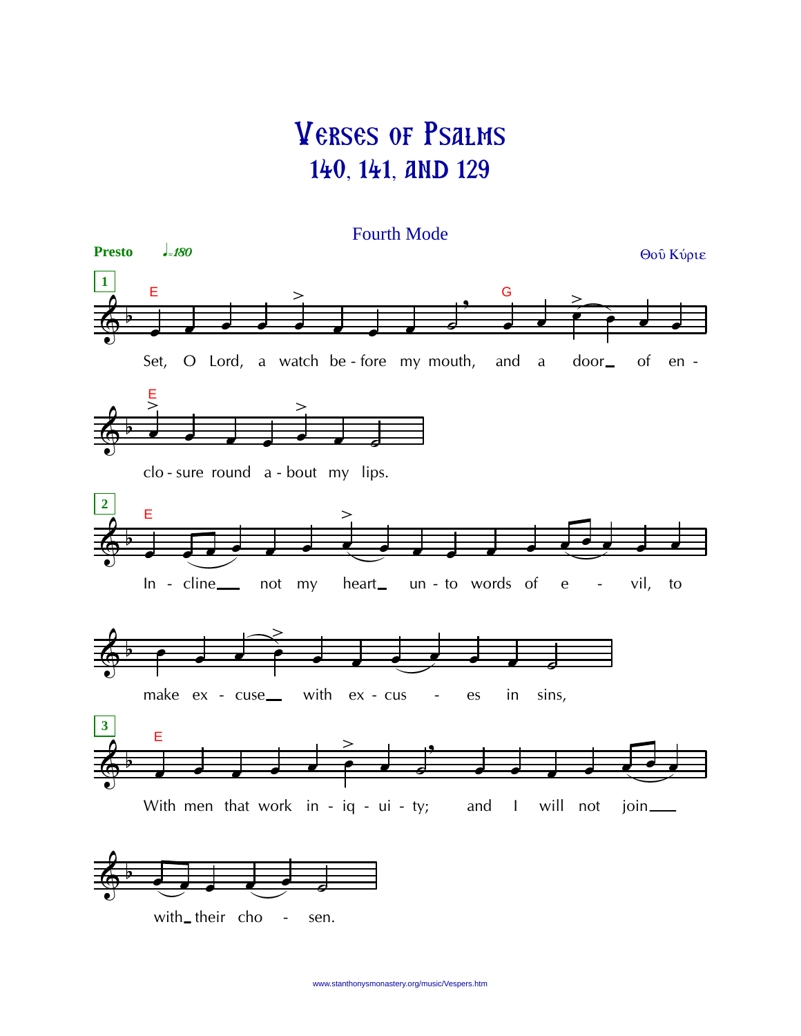# Verses of Psalms 140, 141, and 129

Fourth Mode

**Presto** ♩=180

Θοῦ Κύριε

**1**

Set, O Lord, a watch be - fore my mouth, and a door_ of en - clo - sure round a - bout my lips.

**2**

In - cline__ not my heart_ un - to words of e - vil, to make ex - cuse__ with ex - cus - es in sins,

**3**

With men that work in - iq - ui - ty; and I will not join___ with_ their cho - sen.

www.stanthonysmonastery.org/music/Vespers.htm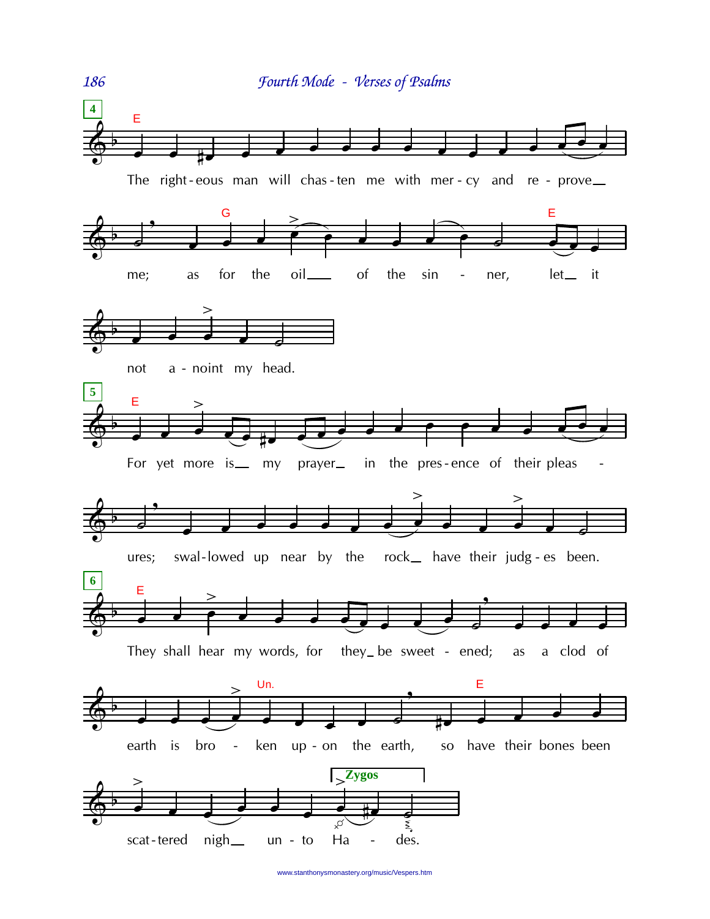**4**

E

The right-eous man will chas-ten me with mer-cy and re-prove me; as for the oil of the sin-ner, let it not a-noint my head.

G E

**5**

E

For yet more is my prayer in the pres-ence of their pleas-ures; swal-lowed up near by the rock have their judg-es been.

**6**

E

They shall hear my words, for they be sweet-ened; as a clod of earth is bro-ken up-on the earth, so have their bones been scat-tered nigh un-to Ha-des.

Un. E

Zygos

www.stanthonysmonastery.org/music/Vespers.htm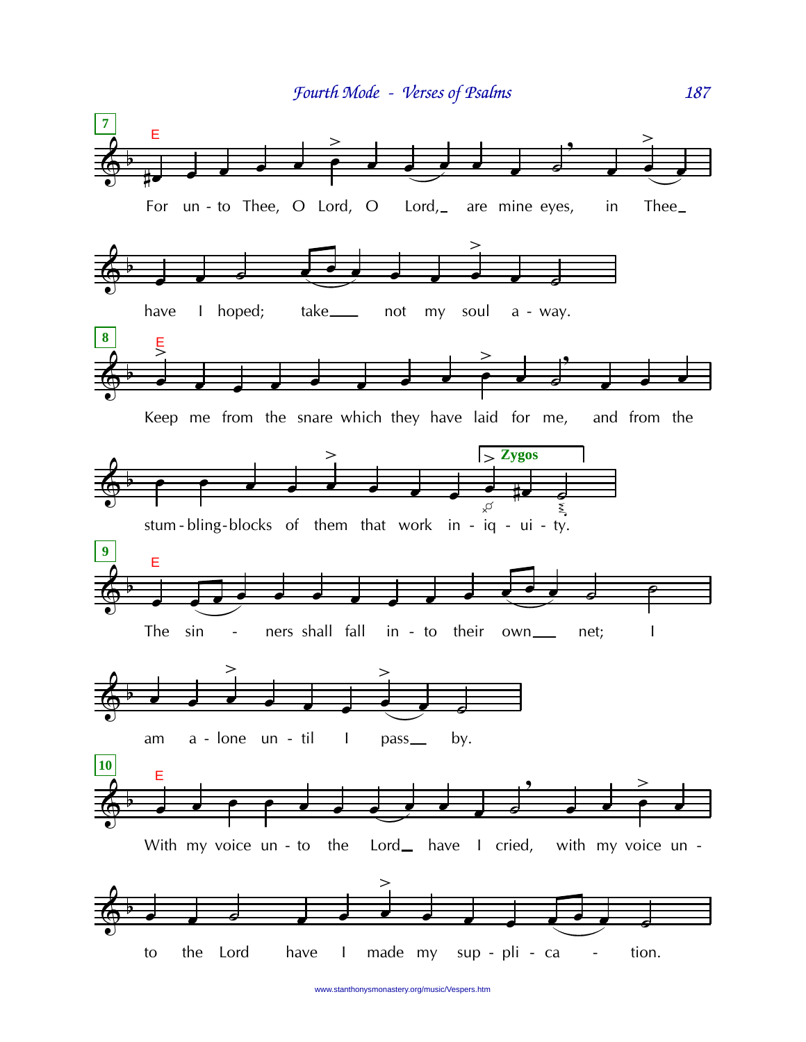**7**

E

For un - to Thee, O Lord, O Lord, are mine eyes, in Thee have I hoped; take not my soul a - way.

**8**

E

Keep me from the snare which they have laid for me, and from the stum - bling - blocks of them that work in - iq - ui - ty.

**Zygos**

**9**

E

The sin - ners shall fall in - to their own net; I am a - lone un - til I pass by.

**10**

E

With my voice un - to the Lord have I cried, with my voice un - to the Lord have I made my sup - pli - ca - tion.

www.stanthonysmonastery.org/music/Vespers.htm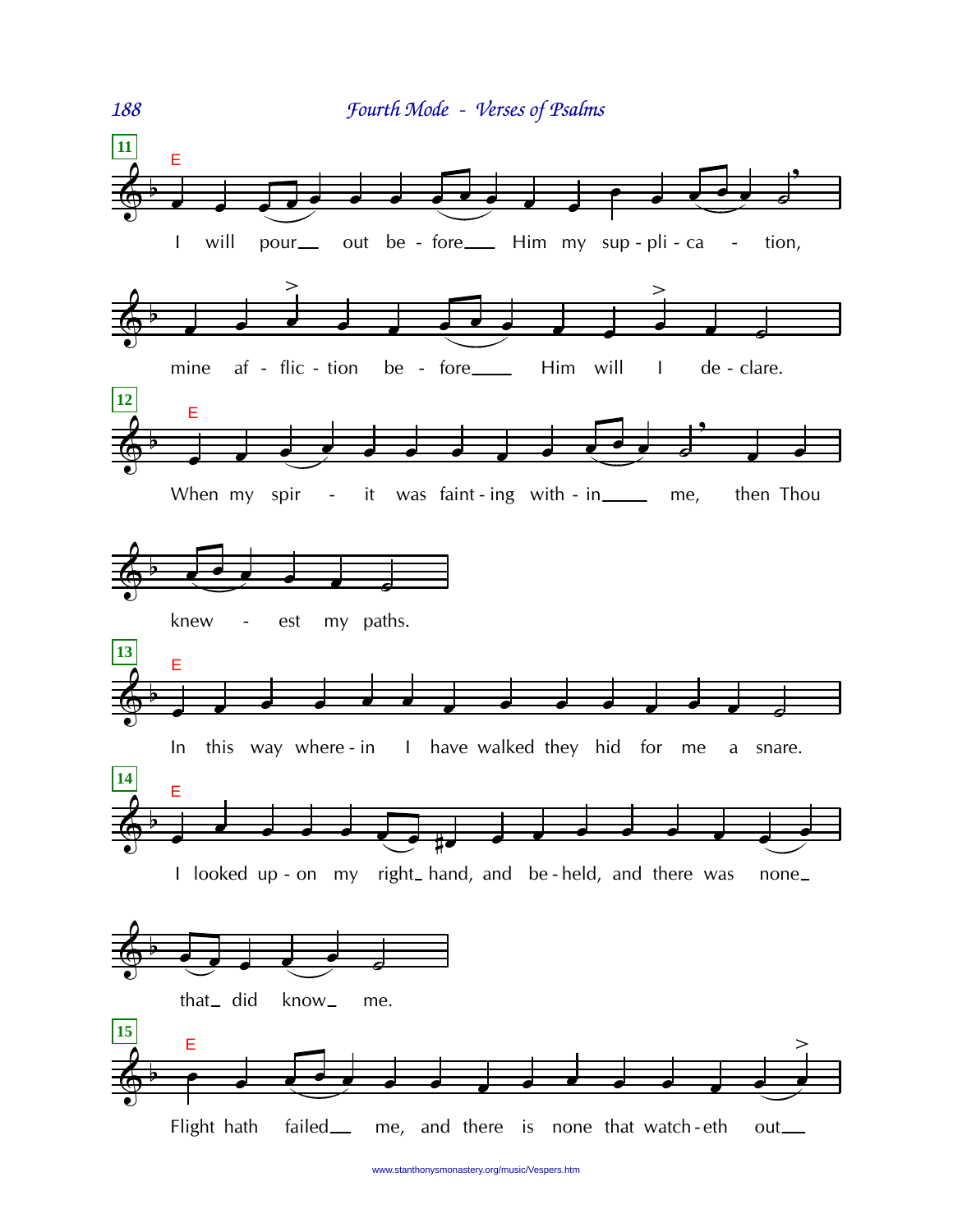**11** E

I will pour___ out be - fore___ Him my sup - pli - ca - tion,

mine af - flic - tion be - fore___ Him will I de - clare.

**12** E

When my spir - it was faint - ing with - in___ me, then Thou

knew - est my paths.

**13** E

In this way where - in I have walked they hid for me a snare.

**14** E

I looked up - on my right_ hand, and be - held, and there was none_

that_ did know_ me.

**15** E

Flight hath failed___ me, and there is none that watch - eth out___

www.stanthonysmonastery.org/music/Vespers.htm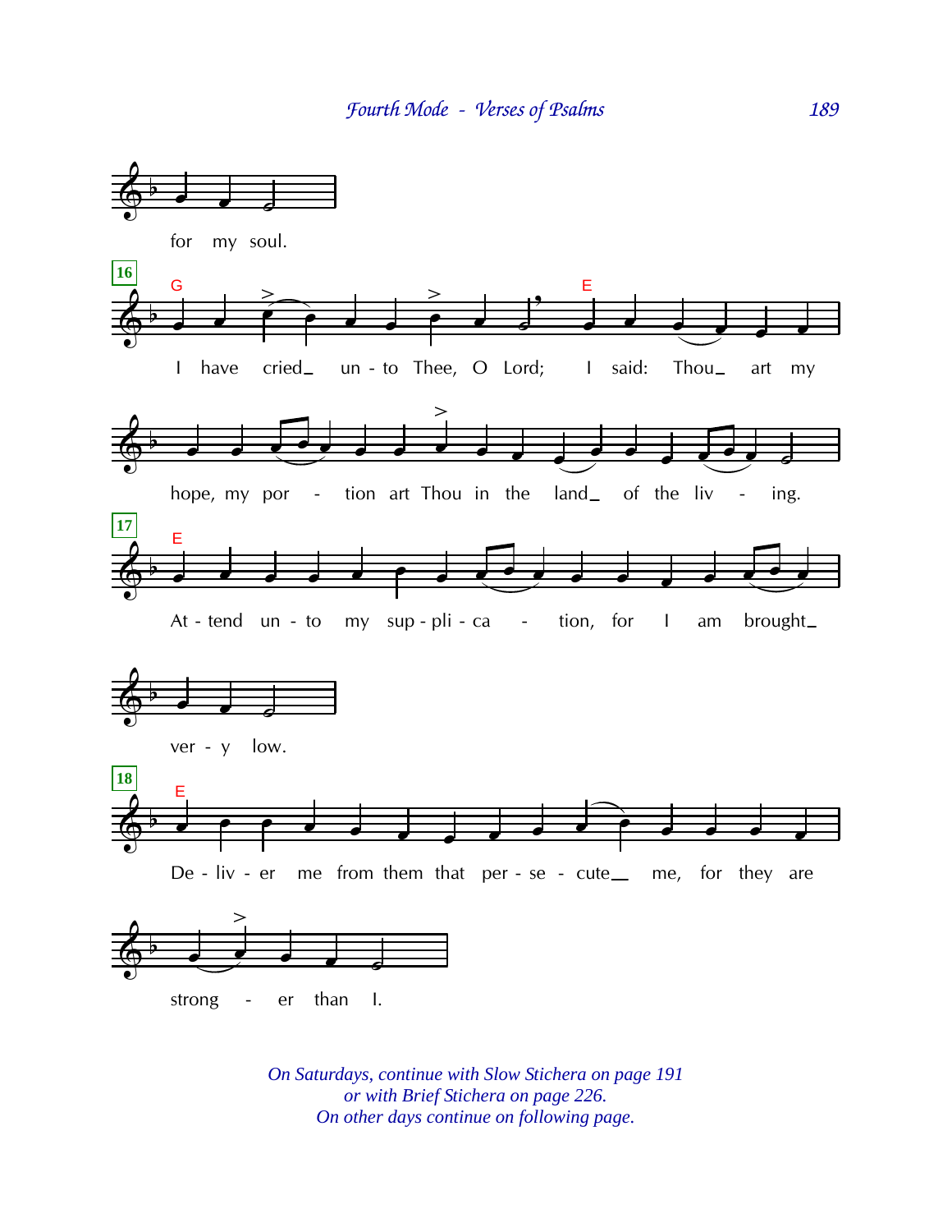for my soul.

**16**

G

I have cried_ un - to Thee, O Lord; E I said: Thou_ art my

hope, my por - tion art Thou in the land_ of the liv - ing.

**17**

E

At - tend un - to my sup - pli - ca - tion, for I am brought_

ver - y low.

**18**

E

De - liv - er me from them that per - se - cute_ me, for they are

strong - er than I.

*On Saturdays, continue with Slow Stichera on page 191*
*or with Brief Stichera on page 226.*
*On other days continue on following page.*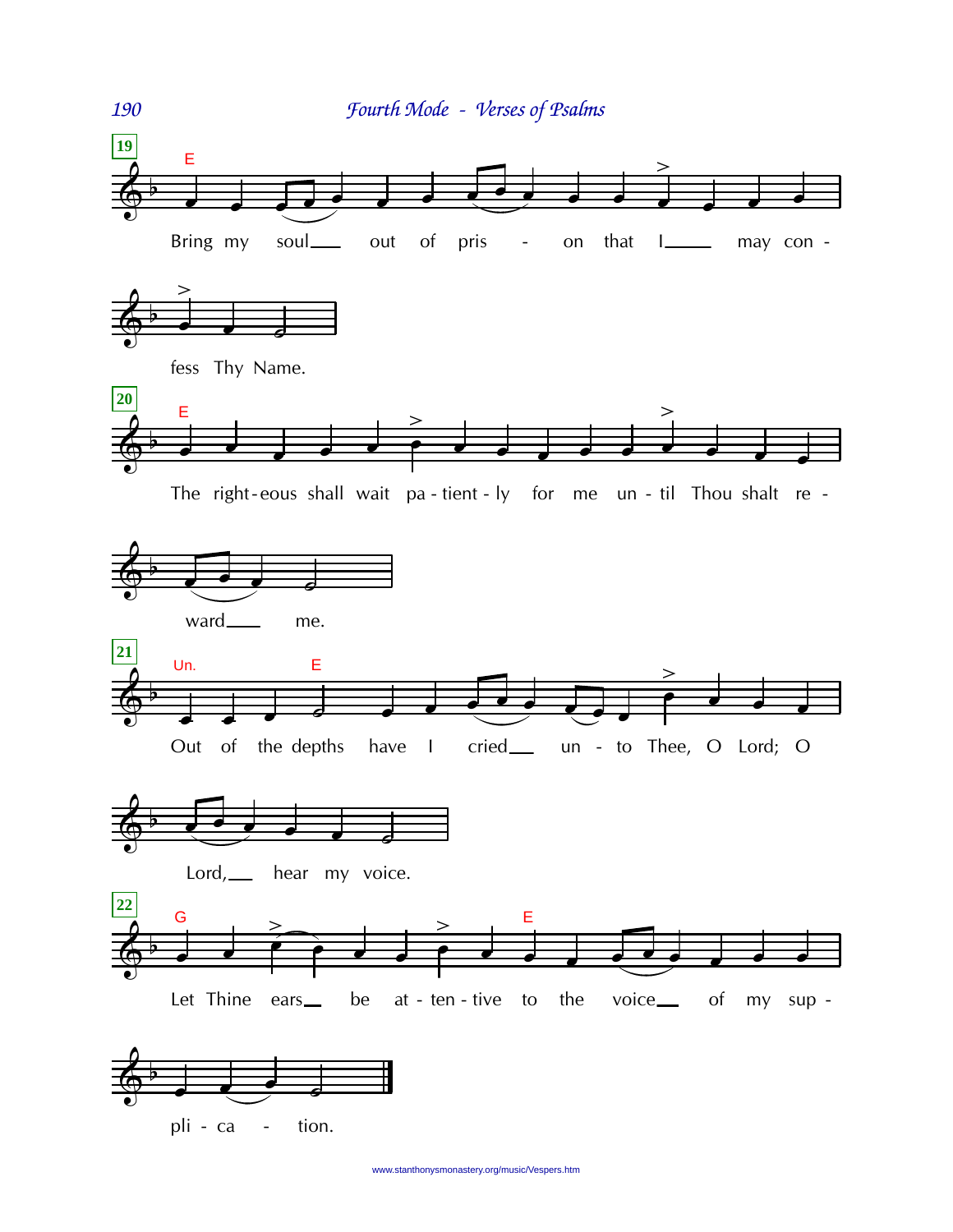**19**

E

Bring my soul___ out of pris - on that I___ may con - fess Thy Name.

**20**

E

The right-eous shall wait pa-tient-ly for me un-til Thou shalt re - ward___ me.

**21**

Un. E

Out of the depths have I cried___ un - to Thee, O Lord; O Lord,___ hear my voice.

**22**

G E

Let Thine ears___ be at-ten-tive to the voice___ of my sup - pli - ca - tion.

www.stanthonysmonastery.org/music/Vespers.htm